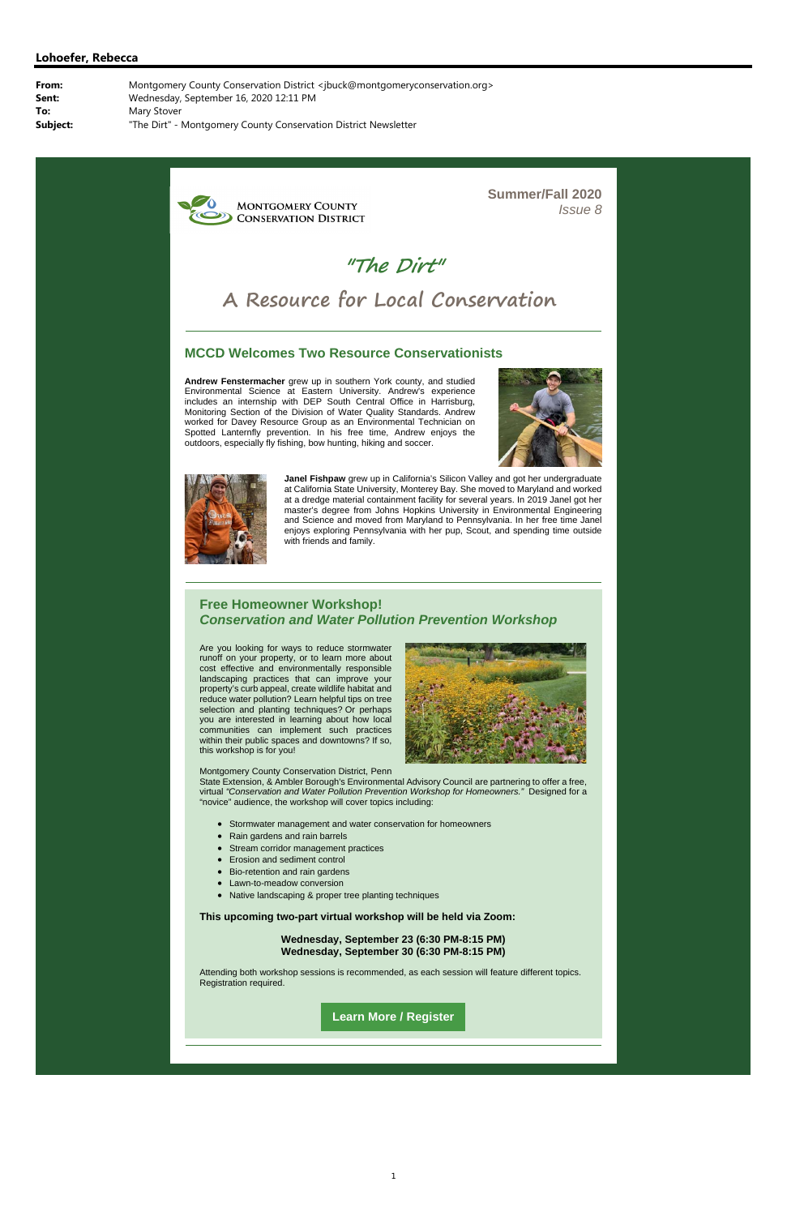**Lohoefer, Rebecca**

**From:** Montgomery County Conservation District <jbuck@montgomeryconservation.org>
**Sent:** Wednesday, September 16, 2020 12:11 PM
**To:** Mary Stover
**Subject:** "The Dirt" - Montgomery County Conservation District Newsletter

Montgomery County Conservation District

**Summer/Fall 2020**
*Issue 8*

# "The Dirt"

## A Resource for Local Conservation

## MCCD Welcomes Two Resource Conservationists

**Andrew Fenstermacher** grew up in southern York county, and studied Environmental Science at Eastern University. Andrew's experience includes an internship with DEP South Central Office in Harrisburg, Monitoring Section of the Division of Water Quality Standards. Andrew worked for Davey Resource Group as an Environmental Technician on Spotted Lanternfly prevention. In his free time, Andrew enjoys the outdoors, especially fly fishing, bow hunting, hiking and soccer.

**Janel Fishpaw** grew up in California's Silicon Valley and got her undergraduate at California State University, Monterey Bay. She moved to Maryland and worked at a dredge material containment facility for several years. In 2019 Janel got her master's degree from Johns Hopkins University in Environmental Engineering and Science and moved from Maryland to Pennsylvania. In her free time Janel enjoys exploring Pennsylvania with her pup, Scout, and spending time outside with friends and family.

## Free Homeowner Workshop!
## *Conservation and Water Pollution Prevention Workshop*

Are you looking for ways to reduce stormwater runoff on your property, or to learn more about cost effective and environmentally responsible landscaping practices that can improve your property's curb appeal, create wildlife habitat and reduce water pollution? Learn helpful tips on tree selection and planting techniques? Or perhaps you are interested in learning about how local communities can implement such practices within their public spaces and downtowns? If so, this workshop is for you!

Montgomery County Conservation District, Penn State Extension, & Ambler Borough's Environmental Advisory Council are partnering to offer a free, virtual *"Conservation and Water Pollution Prevention Workshop for Homeowners."* Designed for a "novice" audience, the workshop will cover topics including:

- Stormwater management and water conservation for homeowners
- Rain gardens and rain barrels
- Stream corridor management practices
- Erosion and sediment control
- Bio-retention and rain gardens
- Lawn-to-meadow conversion
- Native landscaping & proper tree planting techniques

**This upcoming two-part virtual workshop will be held via Zoom:**

**Wednesday, September 23 (6:30 PM-8:15 PM)**
**Wednesday, September 30 (6:30 PM-8:15 PM)**

Attending both workshop sessions is recommended, as each session will feature different topics. Registration required.

**Learn More / Register**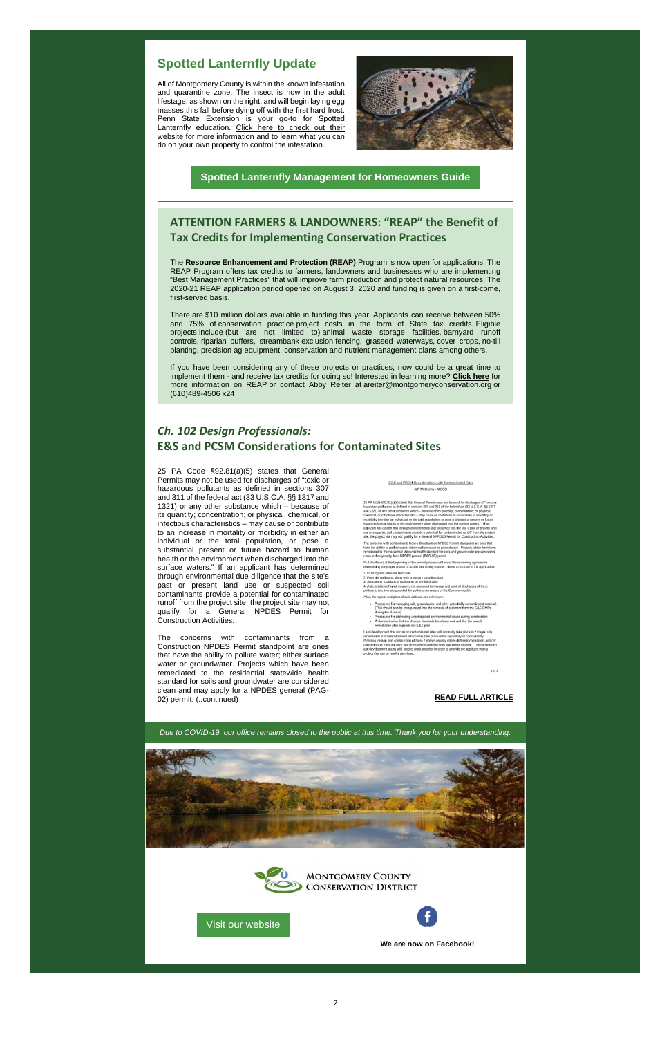## Spotted Lanternfly Update

All of Montgomery County is within the known infestation and quarantine zone. The insect is now in the adult lifestage, as shown on the right, and will begin laying egg masses this fall before dying off with the first hard frost. Penn State Extension is your go-to for Spotted Lanternfly education. Click here to check out their website for more information and to learn what you can do on your own property to control the infestation.

**Spotted Lanternfly Management for Homeowners Guide**

---

## ATTENTION FARMERS & LANDOWNERS: "REAP" the Benefit of Tax Credits for Implementing Conservation Practices

The **Resource Enhancement and Protection (REAP)** Program is now open for applications! The REAP Program offers tax credits to farmers, landowners and businesses who are implementing "Best Management Practices" that will improve farm production and protect natural resources. The 2020-21 REAP application period opened on August 3, 2020 and funding is given on a first-come, first-served basis.

There are $10 million dollars available in funding this year. Applicants can receive between 50% and 75% of conservation practice project costs in the form of State tax credits. Eligible projects include (but are not limited to) animal waste storage facilities, barnyard runoff controls, riparian buffers, streambank exclusion fencing, grassed waterways, cover crops, no-till planting, precision ag equipment, conservation and nutrient management plans among others.

If you have been considering any of these projects or practices, now could be a great time to implement them - and receive tax credits for doing so! Interested in learning more? **Click here** for more information on REAP or contact Abby Reiter at areiter@montgomeryconservation.org or (610)489-4506 x24

## *Ch. 102 Design Professionals:* E&S and PCSM Considerations for Contaminated Sites

25 PA Code §92.81(a)(5) states that General Permits may not be used for discharges of "toxic or hazardous pollutants as defined in sections 307 and 311 of the federal act (33 U.S.C.A. §§ 1317 and 1321) or any other substance which – because of its quantity; concentration; or physical, chemical, or infectious characteristics – may cause or contribute to an increase in mortality or morbidity in either an individual or the total population, or pose a substantial present or future hazard to human health or the environment when discharged into the surface waters." If an applicant has determined through environmental due diligence that the site's past or present land use or suspected soil contaminants provide a potential for contaminated runoff from the project site, the project site may not qualify for a General NPDES Permit for Construction Activities.

The concerns with contaminants from a Construction NPDES Permit standpoint are ones that have the ability to pollute water; either surface water or groundwater. Projects which have been remediated to the residential statewide health standard for soils and groundwater are considered clean and may apply for a NPDES general (PAG-02) permit. (..continued)

**READ FULL ARTICLE**

---

*Due to COVID-19, our office remains closed to the public at this time. Thank you for your understanding.*

MONTGOMERY COUNTY CONSERVATION DISTRICT

Visit our website

**We are now on Facebook!**